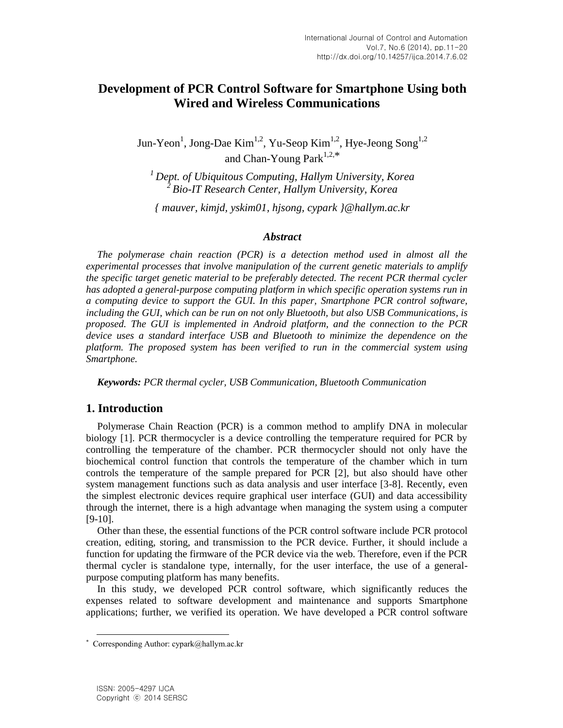# Development of PCR Control Software for Smartphone Using both Wired and Wireless Communications

Jun-Yeon[1], Jong-Dae Kim[1,2], Yu-Seop Kim[1,2], Hye-Jeong Song[1,2] and Chan-Young Park[1,2,*]

[1] *Dept. of Ubiquitous Computing, Hallym University, Korea*
[2] *Bio-IT Research Center, Hallym University, Korea*

*{ mauver, kimjd, yskim01, hjsong, cypark }@hallym.ac.kr*

### *Abstract*

*The polymerase chain reaction (PCR) is a detection method used in almost all the experimental processes that involve manipulation of the current genetic materials to amplify the specific target genetic material to be preferably detected. The recent PCR thermal cycler has adopted a general-purpose computing platform in which specific operation systems run in a computing device to support the GUI. In this paper, Smartphone PCR control software, including the GUI, which can be run on not only Bluetooth, but also USB Communications, is proposed. The GUI is implemented in Android platform, and the connection to the PCR device uses a standard interface USB and Bluetooth to minimize the dependence on the platform. The proposed system has been verified to run in the commercial system using Smartphone.*

***Keywords:*** *PCR thermal cycler, USB Communication, Bluetooth Communication*

## 1. Introduction

Polymerase Chain Reaction (PCR) is a common method to amplify DNA in molecular biology [1]. PCR thermocycler is a device controlling the temperature required for PCR by controlling the temperature of the chamber. PCR thermocycler should not only have the biochemical control function that controls the temperature of the chamber which in turn controls the temperature of the sample prepared for PCR [2], but also should have other system management functions such as data analysis and user interface [3-8]. Recently, even the simplest electronic devices require graphical user interface (GUI) and data accessibility through the internet, there is a high advantage when managing the system using a computer [9-10].

Other than these, the essential functions of the PCR control software include PCR protocol creation, editing, storing, and transmission to the PCR device. Further, it should include a function for updating the firmware of the PCR device via the web. Therefore, even if the PCR thermal cycler is standalone type, internally, for the user interface, the use of a general-purpose computing platform has many benefits.

In this study, we developed PCR control software, which significantly reduces the expenses related to software development and maintenance and supports Smartphone applications; further, we verified its operation. We have developed a PCR control software

---

* Corresponding Author: cypark@hallym.ac.kr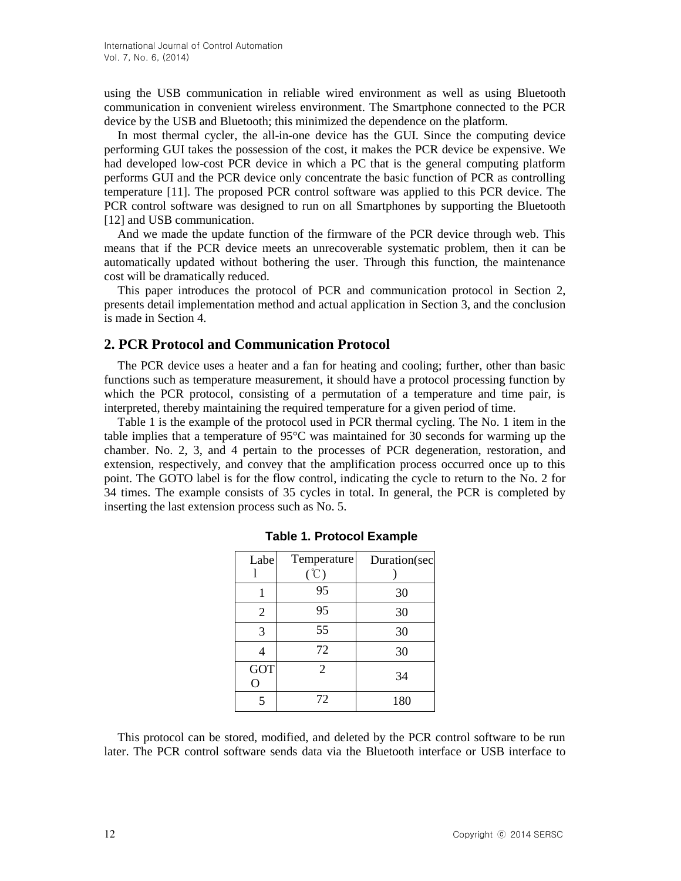using the USB communication in reliable wired environment as well as using Bluetooth communication in convenient wireless environment. The Smartphone connected to the PCR device by the USB and Bluetooth; this minimized the dependence on the platform.

In most thermal cycler, the all-in-one device has the GUI. Since the computing device performing GUI takes the possession of the cost, it makes the PCR device be expensive. We had developed low-cost PCR device in which a PC that is the general computing platform performs GUI and the PCR device only concentrate the basic function of PCR as controlling temperature [11]. The proposed PCR control software was applied to this PCR device. The PCR control software was designed to run on all Smartphones by supporting the Bluetooth [12] and USB communication.

And we made the update function of the firmware of the PCR device through web. This means that if the PCR device meets an unrecoverable systematic problem, then it can be automatically updated without bothering the user. Through this function, the maintenance cost will be dramatically reduced.

This paper introduces the protocol of PCR and communication protocol in Section 2, presents detail implementation method and actual application in Section 3, and the conclusion is made in Section 4.

## 2. PCR Protocol and Communication Protocol

The PCR device uses a heater and a fan for heating and cooling; further, other than basic functions such as temperature measurement, it should have a protocol processing function by which the PCR protocol, consisting of a permutation of a temperature and time pair, is interpreted, thereby maintaining the required temperature for a given period of time.

Table 1 is the example of the protocol used in PCR thermal cycling. The No. 1 item in the table implies that a temperature of 95°C was maintained for 30 seconds for warming up the chamber. No. 2, 3, and 4 pertain to the processes of PCR degeneration, restoration, and extension, respectively, and convey that the amplification process occurred once up to this point. The GOTO label is for the flow control, indicating the cycle to return to the No. 2 for 34 times. The example consists of 35 cycles in total. In general, the PCR is completed by inserting the last extension process such as No. 5.

**Table 1. Protocol Example**

| Label | Temperature (℃) | Duration(sec) |
|---|---|---|
| 1 | 95 | 30 |
| 2 | 95 | 30 |
| 3 | 55 | 30 |
| 4 | 72 | 30 |
| GOTO | 2 | 34 |
| 5 | 72 | 180 |

This protocol can be stored, modified, and deleted by the PCR control software to be run later. The PCR control software sends data via the Bluetooth interface or USB interface to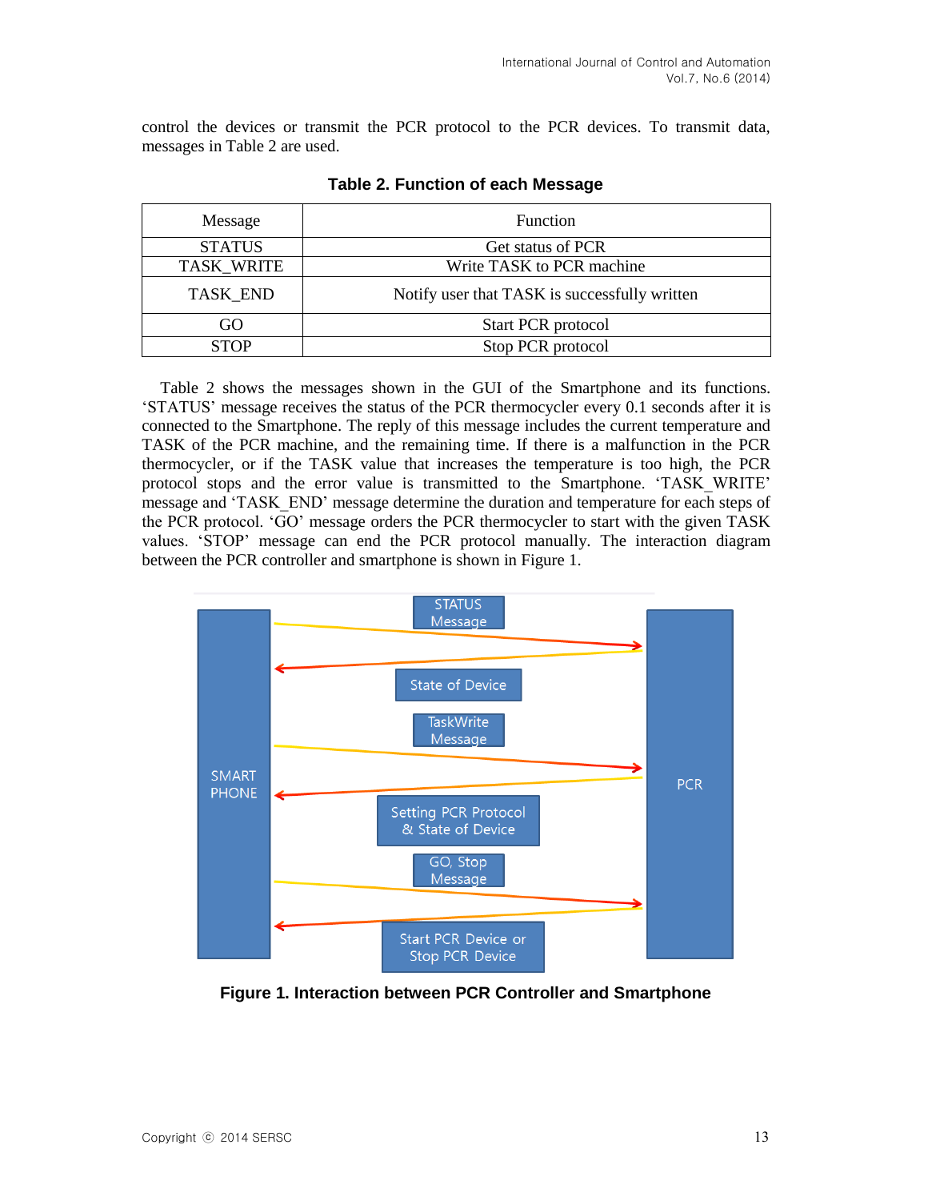control the devices or transmit the PCR protocol to the PCR devices. To transmit data, messages in Table 2 are used.

**Table 2. Function of each Message**

| Message | Function |
|---|---|
| STATUS | Get status of PCR |
| TASK_WRITE | Write TASK to PCR machine |
| TASK_END | Notify user that TASK is successfully written |
| GO | Start PCR protocol |
| STOP | Stop PCR protocol |

Table 2 shows the messages shown in the GUI of the Smartphone and its functions. 'STATUS' message receives the status of the PCR thermocycler every 0.1 seconds after it is connected to the Smartphone. The reply of this message includes the current temperature and TASK of the PCR machine, and the remaining time. If there is a malfunction in the PCR thermocycler, or if the TASK value that increases the temperature is too high, the PCR protocol stops and the error value is transmitted to the Smartphone. 'TASK_WRITE' message and 'TASK_END' message determine the duration and temperature for each steps of the PCR protocol. 'GO' message orders the PCR thermocycler to start with the given TASK values. 'STOP' message can end the PCR protocol manually. The interaction diagram between the PCR controller and smartphone is shown in Figure 1.

**Figure 1. Interaction between PCR Controller and Smartphone**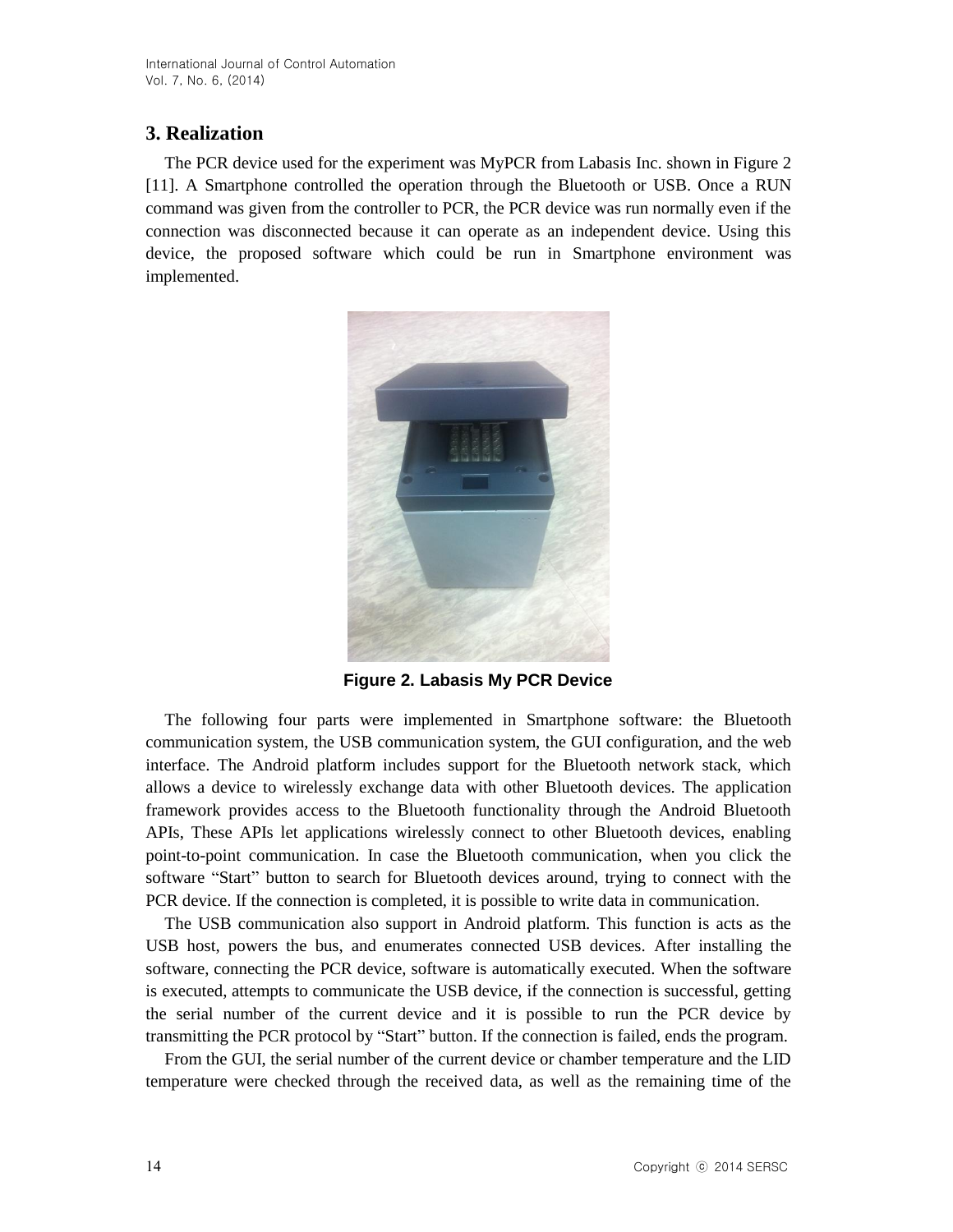## 3. Realization

The PCR device used for the experiment was MyPCR from Labasis Inc. shown in Figure 2 [11]. A Smartphone controlled the operation through the Bluetooth or USB. Once a RUN command was given from the controller to PCR, the PCR device was run normally even if the connection was disconnected because it can operate as an independent device. Using this device, the proposed software which could be run in Smartphone environment was implemented.

**Figure 2. Labasis My PCR Device**

The following four parts were implemented in Smartphone software: the Bluetooth communication system, the USB communication system, the GUI configuration, and the web interface. The Android platform includes support for the Bluetooth network stack, which allows a device to wirelessly exchange data with other Bluetooth devices. The application framework provides access to the Bluetooth functionality through the Android Bluetooth APIs, These APIs let applications wirelessly connect to other Bluetooth devices, enabling point-to-point communication. In case the Bluetooth communication, when you click the software "Start" button to search for Bluetooth devices around, trying to connect with the PCR device. If the connection is completed, it is possible to write data in communication.

The USB communication also support in Android platform. This function is acts as the USB host, powers the bus, and enumerates connected USB devices. After installing the software, connecting the PCR device, software is automatically executed. When the software is executed, attempts to communicate the USB device, if the connection is successful, getting the serial number of the current device and it is possible to run the PCR device by transmitting the PCR protocol by "Start" button. If the connection is failed, ends the program.

From the GUI, the serial number of the current device or chamber temperature and the LID temperature were checked through the received data, as well as the remaining time of the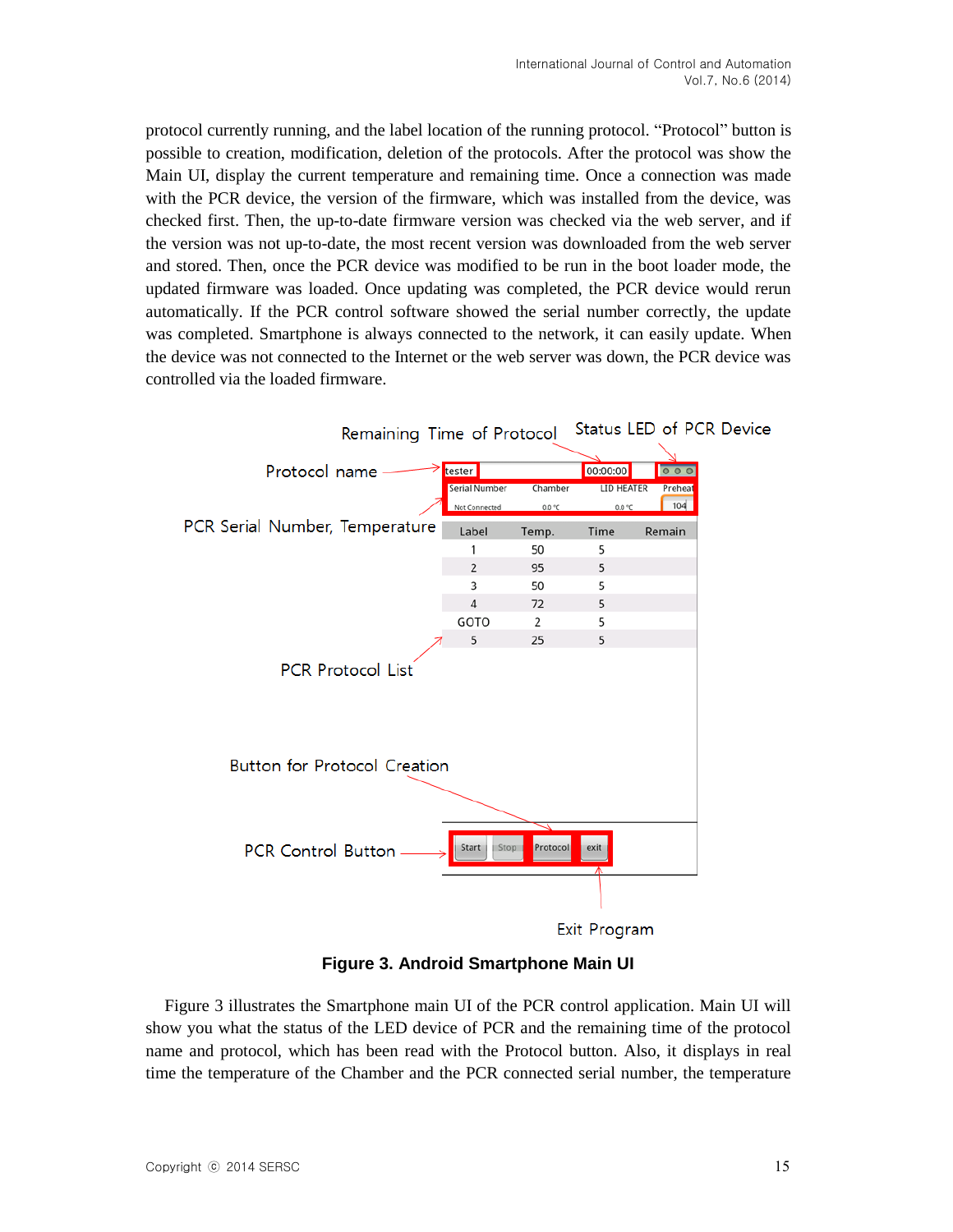protocol currently running, and the label location of the running protocol. "Protocol" button is possible to creation, modification, deletion of the protocols. After the protocol was show the Main UI, display the current temperature and remaining time. Once a connection was made with the PCR device, the version of the firmware, which was installed from the device, was checked first. Then, the up-to-date firmware version was checked via the web server, and if the version was not up-to-date, the most recent version was downloaded from the web server and stored. Then, once the PCR device was modified to be run in the boot loader mode, the updated firmware was loaded. Once updating was completed, the PCR device would rerun automatically. If the PCR control software showed the serial number correctly, the update was completed. Smartphone is always connected to the network, it can easily update. When the device was not connected to the Internet or the web server was down, the PCR device was controlled via the loaded firmware.

**Figure 3. Android Smartphone Main UI**

Figure 3 illustrates the Smartphone main UI of the PCR control application. Main UI will show you what the status of the LED device of PCR and the remaining time of the protocol name and protocol, which has been read with the Protocol button. Also, it displays in real time the temperature of the Chamber and the PCR connected serial number, the temperature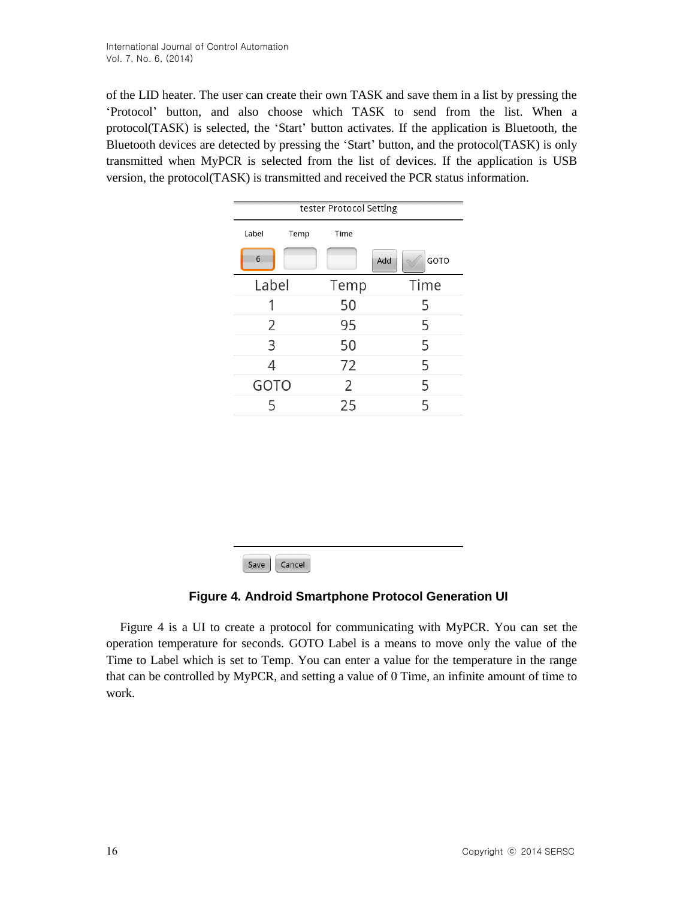of the LID heater. The user can create their own TASK and save them in a list by pressing the 'Protocol' button, and also choose which TASK to send from the list. When a protocol(TASK) is selected, the 'Start' button activates. If the application is Bluetooth, the Bluetooth devices are detected by pressing the 'Start' button, and the protocol(TASK) is only transmitted when MyPCR is selected from the list of devices. If the application is USB version, the protocol(TASK) is transmitted and received the PCR status information.

tester Protocol Setting

Label | Temp | Time

6 | | | Add | GOTO

| Label | Temp | Time |
|---|---|---|
| 1 | 50 | 5 |
| 2 | 95 | 5 |
| 3 | 50 | 5 |
| 4 | 72 | 5 |
| GOTO | 2 | 5 |
| 5 | 25 | 5 |

Save | Cancel

**Figure 4. Android Smartphone Protocol Generation UI**

Figure 4 is a UI to create a protocol for communicating with MyPCR. You can set the operation temperature for seconds. GOTO Label is a means to move only the value of the Time to Label which is set to Temp. You can enter a value for the temperature in the range that can be controlled by MyPCR, and setting a value of 0 Time, an infinite amount of time to work.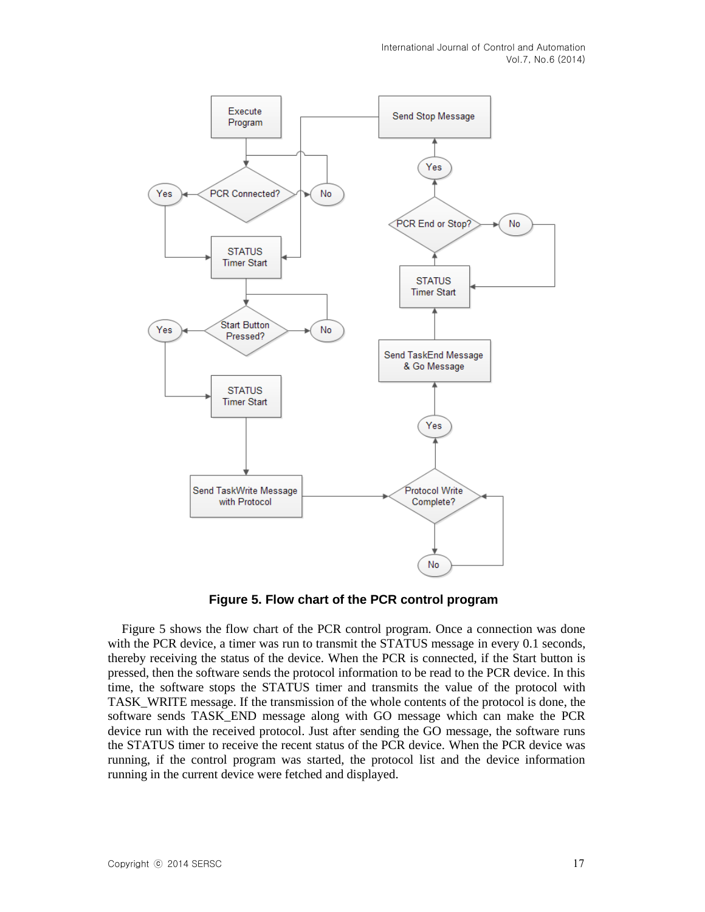**Figure 5. Flow chart of the PCR control program**

Figure 5 shows the flow chart of the PCR control program. Once a connection was done with the PCR device, a timer was run to transmit the STATUS message in every 0.1 seconds, thereby receiving the status of the device. When the PCR is connected, if the Start button is pressed, then the software sends the protocol information to be read to the PCR device. In this time, the software stops the STATUS timer and transmits the value of the protocol with TASK_WRITE message. If the transmission of the whole contents of the protocol is done, the software sends TASK_END message along with GO message which can make the PCR device run with the received protocol. Just after sending the GO message, the software runs the STATUS timer to receive the recent status of the PCR device. When the PCR device was running, if the control program was started, the protocol list and the device information running in the current device were fetched and displayed.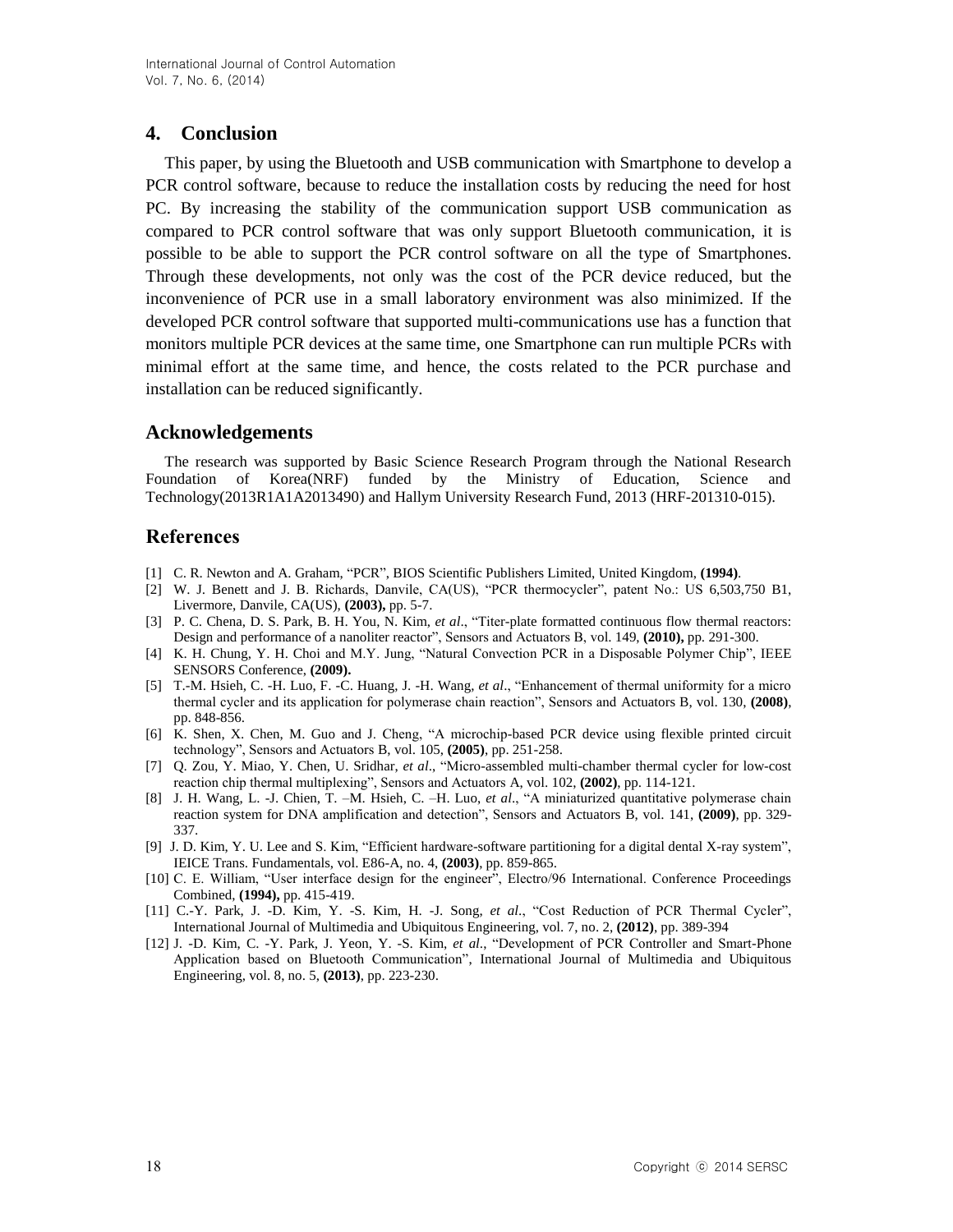## 4. Conclusion

This paper, by using the Bluetooth and USB communication with Smartphone to develop a PCR control software, because to reduce the installation costs by reducing the need for host PC. By increasing the stability of the communication support USB communication as compared to PCR control software that was only support Bluetooth communication, it is possible to be able to support the PCR control software on all the type of Smartphones. Through these developments, not only was the cost of the PCR device reduced, but the inconvenience of PCR use in a small laboratory environment was also minimized. If the developed PCR control software that supported multi-communications use has a function that monitors multiple PCR devices at the same time, one Smartphone can run multiple PCRs with minimal effort at the same time, and hence, the costs related to the PCR purchase and installation can be reduced significantly.

## Acknowledgements

The research was supported by Basic Science Research Program through the National Research Foundation of Korea(NRF) funded by the Ministry of Education, Science and Technology(2013R1A1A2013490) and Hallym University Research Fund, 2013 (HRF-201310-015).

## References

[1] C. R. Newton and A. Graham, "PCR", BIOS Scientific Publishers Limited, United Kingdom, **(1994)**.

[2] W. J. Benett and J. B. Richards, Danvile, CA(US), "PCR thermocycler", patent No.: US 6,503,750 B1, Livermore, Danvile, CA(US), **(2003),** pp. 5-7.

[3] P. C. Chena, D. S. Park, B. H. You, N. Kim, *et al*., "Titer-plate formatted continuous flow thermal reactors: Design and performance of a nanoliter reactor", Sensors and Actuators B, vol. 149, **(2010),** pp. 291-300.

[4] K. H. Chung, Y. H. Choi and M.Y. Jung, "Natural Convection PCR in a Disposable Polymer Chip", IEEE SENSORS Conference, **(2009).**

[5] T.-M. Hsieh, C. -H. Luo, F. -C. Huang, J. -H. Wang, *et al*., "Enhancement of thermal uniformity for a micro thermal cycler and its application for polymerase chain reaction", Sensors and Actuators B, vol. 130, **(2008)**, pp. 848-856.

[6] K. Shen, X. Chen, M. Guo and J. Cheng, "A microchip-based PCR device using flexible printed circuit technology", Sensors and Actuators B, vol. 105, **(2005)**, pp. 251-258.

[7] Q. Zou, Y. Miao, Y. Chen, U. Sridhar, *et al*., "Micro-assembled multi-chamber thermal cycler for low-cost reaction chip thermal multiplexing", Sensors and Actuators A, vol. 102, **(2002)**, pp. 114-121.

[8] J. H. Wang, L. -J. Chien, T. –M. Hsieh, C. –H. Luo, *et al*., "A miniaturized quantitative polymerase chain reaction system for DNA amplification and detection", Sensors and Actuators B, vol. 141, **(2009)**, pp. 329-337.

[9] J. D. Kim, Y. U. Lee and S. Kim, "Efficient hardware-software partitioning for a digital dental X-ray system", IEICE Trans. Fundamentals, vol. E86-A, no. 4, **(2003)**, pp. 859-865.

[10] C. E. William, "User interface design for the engineer", Electro/96 International. Conference Proceedings Combined, **(1994),** pp. 415-419.

[11] C.-Y. Park, J. -D. Kim, Y. -S. Kim, H. -J. Song, *et al*., "Cost Reduction of PCR Thermal Cycler", International Journal of Multimedia and Ubiquitous Engineering, vol. 7, no. 2, **(2012)**, pp. 389-394

[12] J. -D. Kim, C. -Y. Park, J. Yeon, Y. -S. Kim, *et al*., "Development of PCR Controller and Smart-Phone Application based on Bluetooth Communication", International Journal of Multimedia and Ubiquitous Engineering, vol. 8, no. 5, **(2013)**, pp. 223-230.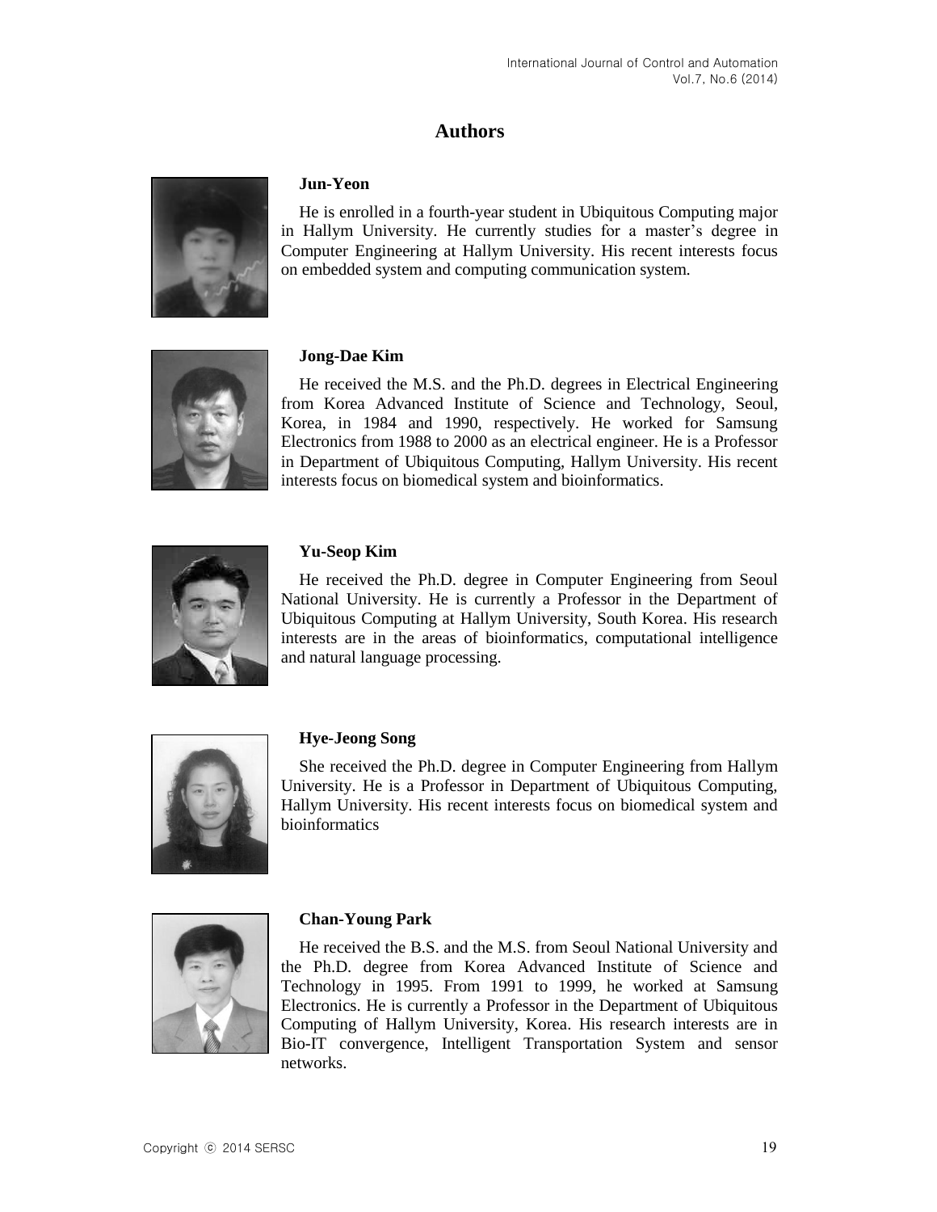## Authors

**Jun-Yeon**

He is enrolled in a fourth-year student in Ubiquitous Computing major in Hallym University. He currently studies for a master's degree in Computer Engineering at Hallym University. His recent interests focus on embedded system and computing communication system.

**Jong-Dae Kim**

He received the M.S. and the Ph.D. degrees in Electrical Engineering from Korea Advanced Institute of Science and Technology, Seoul, Korea, in 1984 and 1990, respectively. He worked for Samsung Electronics from 1988 to 2000 as an electrical engineer. He is a Professor in Department of Ubiquitous Computing, Hallym University. His recent interests focus on biomedical system and bioinformatics.

**Yu-Seop Kim**

He received the Ph.D. degree in Computer Engineering from Seoul National University. He is currently a Professor in the Department of Ubiquitous Computing at Hallym University, South Korea. His research interests are in the areas of bioinformatics, computational intelligence and natural language processing.

**Hye-Jeong Song**

She received the Ph.D. degree in Computer Engineering from Hallym University. He is a Professor in Department of Ubiquitous Computing, Hallym University. His recent interests focus on biomedical system and bioinformatics

**Chan-Young Park**

He received the B.S. and the M.S. from Seoul National University and the Ph.D. degree from Korea Advanced Institute of Science and Technology in 1995. From 1991 to 1999, he worked at Samsung Electronics. He is currently a Professor in the Department of Ubiquitous Computing of Hallym University, Korea. His research interests are in Bio-IT convergence, Intelligent Transportation System and sensor networks.